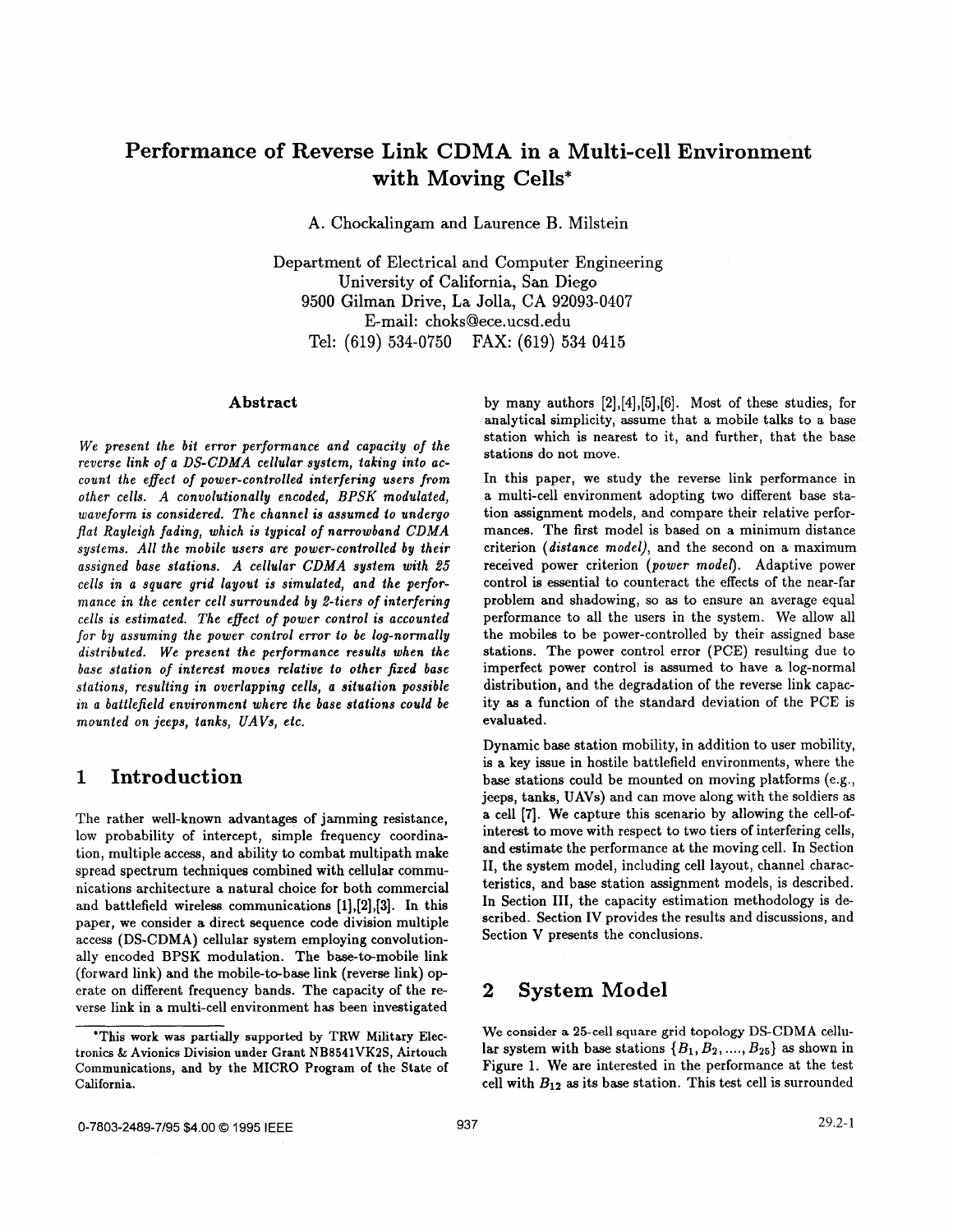# Performance of Reverse Link CDMA in a Multi-cell Environment with Moving Cells*

A. Chockalingam and Laurence B. Milstein

Department of Electrical and Computer Engineering
University of California, San Diego
9500 Gilman Drive, La Jolla, CA 92093-0407
E-mail: choks@ece.ucsd.edu
Tel: (619) 534-0750 FAX: (619) 534 0415

### Abstract

*We present the bit error performance and capacity of the reverse link of a DS-CDMA cellular system, taking into account the effect of power-controlled interfering users from other cells. A convolutionally encoded, BPSK modulated, waveform is considered. The channel is assumed to undergo flat Rayleigh fading, which is typical of narrowband CDMA systems. All the mobile users are power-controlled by their assigned base stations. A cellular CDMA system with 25 cells in a square grid layout is simulated, and the performance in the center cell surrounded by 2-tiers of interfering cells is estimated. The effect of power control is accounted for by assuming the power control error to be log-normally distributed. We present the performance results when the base station of interest moves relative to other fixed base stations, resulting in overlapping cells, a situation possible in a battlefield environment where the base stations could be mounted on jeeps, tanks, UAVs, etc.*

## 1 Introduction

The rather well-known advantages of jamming resistance, low probability of intercept, simple frequency coordination, multiple access, and ability to combat multipath make spread spectrum techniques combined with cellular communications architecture a natural choice for both commercial and battlefield wireless communications [1],[2],[3]. In this paper, we consider a direct sequence code division multiple access (DS-CDMA) cellular system employing convolutionally encoded BPSK modulation. The base-to-mobile link (forward link) and the mobile-to-base link (reverse link) operate on different frequency bands. The capacity of the reverse link in a multi-cell environment has been investigated by many authors [2],[4],[5],[6]. Most of these studies, for analytical simplicity, assume that a mobile talks to a base station which is nearest to it, and further, that the base stations do not move.

In this paper, we study the reverse link performance in a multi-cell environment adopting two different base station assignment models, and compare their relative performances. The first model is based on a minimum distance criterion (*distance model*), and the second on a maximum received power criterion (*power model*). Adaptive power control is essential to counteract the effects of the near-far problem and shadowing, so as to ensure an average equal performance to all the users in the system. We allow all the mobiles to be power-controlled by their assigned base stations. The power control error (PCE) resulting due to imperfect power control is assumed to have a log-normal distribution, and the degradation of the reverse link capacity as a function of the standard deviation of the PCE is evaluated.

Dynamic base station mobility, in addition to user mobility, is a key issue in hostile battlefield environments, where the base stations could be mounted on moving platforms (e.g., jeeps, tanks, UAVs) and can move along with the soldiers as a cell [7]. We capture this scenario by allowing the cell-of-interest to move with respect to two tiers of interfering cells, and estimate the performance at the moving cell. In Section II, the system model, including cell layout, channel characteristics, and base station assignment models, is described. In Section III, the capacity estimation methodology is described. Section IV provides the results and discussions, and Section V presents the conclusions.

## 2 System Model

We consider a 25-cell square grid topology DS-CDMA cellular system with base stations $\{B_1, B_2, ...., B_{25}\}$ as shown in Figure 1. We are interested in the performance at the test cell with $B_{12}$ as its base station. This test cell is surrounded

*This work was partially supported by TRW Military Electronics & Avionics Division under Grant NB8541VK2S, Airtouch Communications, and by the MICRO Program of the State of California.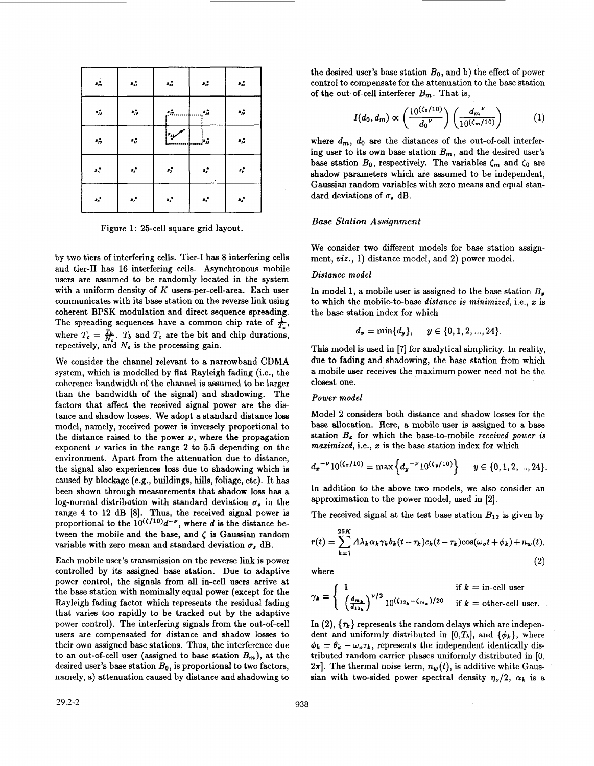Figure 1: 25-cell square grid layout.

by two tiers of interfering cells. Tier-I has 8 interfering cells and tier-II has 16 interfering cells. Asynchronous mobile users are assumed to be randomly located in the system with a uniform density of $K$ users-per-cell-area. Each user communicates with its base station on the reverse link using coherent BPSK modulation and direct sequence spreading. The spreading sequences have a common chip rate of $\frac{1}{T_c}$, where $T_c = \frac{T_b}{N_c}$. $T_b$ and $T_c$ are the bit and chip durations, repectively, and $N_c$ is the processing gain.

We consider the channel relevant to a narrowband CDMA system, which is modelled by flat Rayleigh fading (i.e., the coherence bandwidth of the channel is assumed to be larger than the bandwidth of the signal) and shadowing. The factors that affect the received signal power are the distance and shadow losses. We adopt a standard distance loss model, namely, received power is inversely proportional to the distance raised to the power $\nu$, where the propagation exponent $\nu$ varies in the range 2 to 5.5 depending on the environment. Apart from the attenuation due to distance, the signal also experiences loss due to shadowing which is caused by blockage (e.g., buildings, hills, foliage, etc). It has been shown through measurements that shadow loss has a log-normal distribution with standard deviation $\sigma_s$ in the range 4 to 12 dB [8]. Thus, the received signal power is proportional to the $10^{(\zeta/10)}d^{-\nu}$, where $d$ is the distance between the mobile and the base, and $\zeta$ is Gaussian random variable with zero mean and standard deviation $\sigma_s$ dB.

Each mobile user's transmission on the reverse link is power controlled by its assigned base station. Due to adaptive power control, the signals from all in-cell users arrive at the base station with nominally equal power (except for the Rayleigh fading factor which represents the residual fading that varies too rapidly to be tracked out by the adaptive power control). The interfering signals from the out-of-cell users are compensated for distance and shadow losses to their own assigned base stations. Thus, the interference due to an out-of-cell user (assigned to base station $B_m$), at the desired user's base station $B_0$, is proportional to two factors, namely, a) attenuation caused by distance and shadowing to the desired user's base station $B_0$, and b) the effect of power control to compensate for the attenuation to the base station of the out-of-cell interferer $B_m$. That is,

$$I(d_0, d_m) \propto \left(\frac{10^{(\zeta_0/10)}}{d_0{}^{\nu}}\right)\left(\frac{d_m{}^{\nu}}{10^{(\zeta_m/10)}}\right) \tag{1}$$

where $d_m$, $d_0$ are the distances of the out-of-cell interfering user to its own base station $B_m$, and the desired user's base station $B_0$, respectively. The variables $\zeta_m$ and $\zeta_0$ are shadow parameters which are assumed to be independent, Gaussian random variables with zero means and equal standard deviations of $\sigma_s$ dB.

### *Base Station Assignment*

We consider two different models for base station assignment, *viz.*, 1) distance model, and 2) power model.

#### *Distance model*

In model 1, a mobile user is assigned to the base station $B_x$ to which the mobile-to-base *distance is minimized*, i.e., $x$ is the base station index for which

$$d_x = \min\{d_y\}, \quad y \in \{0, 1, 2, ..., 24\}.$$

This model is used in [7] for analytical simplicity. In reality, due to fading and shadowing, the base station from which a mobile user receives the maximum power need not be the closest one.

#### *Power model*

Model 2 considers both distance and shadow losses for the base allocation. Here, a mobile user is assigned to a base station $B_x$ for which the base-to-mobile *received power is maximized*, i.e., $x$ is the base station index for which

$$d_x{}^{-\nu}10^{(\zeta_x/10)} = \max\left\{d_y{}^{-\nu}10^{(\zeta_y/10)}\right\} \quad y \in \{0, 1, 2, ..., 24\}.$$

In addition to the above two models, we also consider an approximation to the power model, used in [2].

The received signal at the test base station $B_{12}$ is given by

$$r(t) = \sum_{k=1}^{25K} A\lambda_k \alpha_k \gamma_k b_k(t - \tau_k) c_k(t - \tau_k) \cos(\omega_o t + \phi_k) + n_w(t), \tag{2}$$

where

$$\gamma_k = \begin{cases} 1 & \text{if } k = \text{in-cell user} \\ \left(\frac{d_{m_k}}{d_{12_k}}\right)^{\nu/2} 10^{(\zeta_{12_k} - \zeta_{m_k})/20} & \text{if } k = \text{other-cell user.} \end{cases}$$

In (2), $\{\tau_k\}$ represents the random delays which are independent and uniformly distributed in $[0, T_b]$, and $\{\phi_k\}$, where $\phi_k = \theta_k - \omega_o \tau_k$, represents the independent identically distributed random carrier phases uniformly distributed in $[0, 2\pi]$. The thermal noise term, $n_w(t)$, is additive white Gaussian with two-sided power spectral density $\eta_o/2$, $\alpha_k$ is a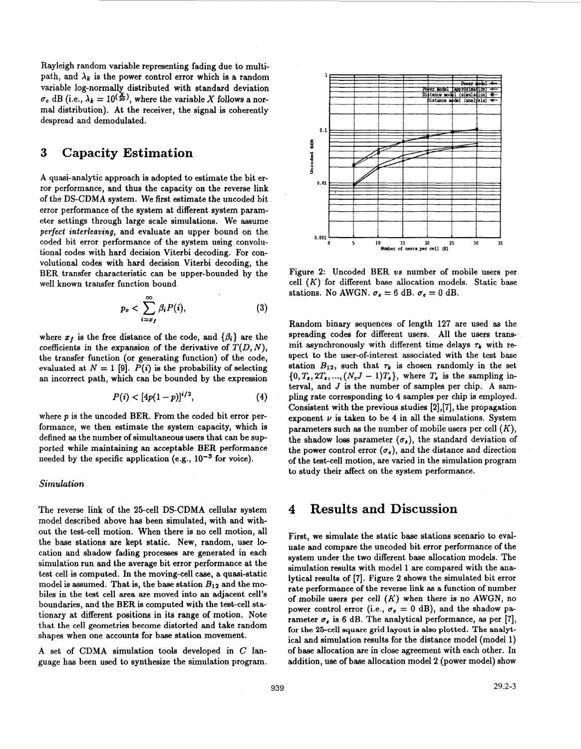Rayleigh random variable representing fading due to multipath, and $\lambda_k$ is the power control error which is a random variable log-normally distributed with standard deviation $\sigma_e$ dB (i.e., $\lambda_k = 10^{(\frac{X}{20})}$, where the variable $X$ follows a normal distribution). At the receiver, the signal is coherently despread and demodulated.

# 3 Capacity Estimation

A quasi-analytic approach is adopted to estimate the bit error performance, and thus the capacity on the reverse link of the DS-CDMA system. We first estimate the uncoded bit error performance of the system at different system parameter settings through large scale simulations. We assume *perfect interleaving*, and evaluate an upper bound on the coded bit error performance of the system using convolutional codes with hard decision Viterbi decoding. For convolutional codes with hard decision Viterbi decoding, the BER transfer characteristic can be upper-bounded by the well known transfer function bound

$$p_o < \sum_{i=x_f}^{\infty} \beta_i P(i), \tag{3}$$

where $x_f$ is the free distance of the code, and $\{\beta_i\}$ are the coefficients in the expansion of the derivative of $T(D, N)$, the transfer function (or generating function) of the code, evaluated at $N = 1$ [9]. $P(i)$ is the probability of selecting an incorrect path, which can be bounded by the expression

$$P(i) < [4p(1-p)]^{i/2}, \tag{4}$$

where $p$ is the uncoded BER. From the coded bit error performance, we then estimate the system capacity, which is defined as the number of simultaneous users that can be supported while maintaining an acceptable BER performance needed by the specific application (e.g., $10^{-3}$ for voice).

### *Simulation*

The reverse link of the 25-cell DS-CDMA cellular system model described above has been simulated, with and without the test-cell motion. When there is no cell motion, all the base stations are kept static. New, random, user location and shadow fading processes are generated in each simulation run and the average bit error performance at the test cell is computed. In the moving-cell case, a quasi-static model is assumed. That is, the base station $B_{12}$ and the mobiles in the test cell area are moved into an adjacent cell's boundaries, and the BER is computed with the test-cell stationary at different positions in its range of motion. Note that the cell geometries become distorted and take random shapes when one accounts for base station movement.

A set of CDMA simulation tools developed in C language has been used to synthesize the simulation program.

Figure 2: Uncoded BER *vs* number of mobile users per cell ($K$) for different base allocation models. Static base stations. No AWGN. $\sigma_s = 6$ dB. $\sigma_e = 0$ dB.

Random binary sequences of length 127 are used as the spreading codes for different users. All the users transmit asynchronously with different time delays $\tau_k$ with respect to the user-of-interest associated with the test base station $B_{12}$, such that $\tau_k$ is chosen randomly in the set $\{0, T_s, 2T_s, ..., (N_cJ - 1)T_s\}$, where $T_s$ is the sampling interval, and $J$ is the number of samples per chip. A sampling rate corresponding to 4 samples per chip is employed. Consistent with the previous studies [2],[7], the propagation exponent $\nu$ is taken to be 4 in all the simulations. System parameters such as the number of mobile users per cell ($K$), the shadow loss parameter ($\sigma_s$), the standard deviation of the power control error ($\sigma_e$), and the distance and direction of the test-cell motion, are varied in the simulation program to study their affect on the system performance.

# 4 Results and Discussion

First, we simulate the static base stations scenario to evaluate and compare the uncoded bit error performance of the system under the two different base allocation models. The simulation results with model 1 are compared with the analytical results of [7]. Figure 2 shows the simulated bit error rate performance of the reverse link as a function of number of mobile users per cell ($K$) when there is no AWGN, no power control error (i.e., $\sigma_e = 0$ dB), and the shadow parameter $\sigma_s$ is 6 dB. The analytical performance, as per [7], for the 25-cell square grid layout is also plotted. The analytical and simulation results for the distance model (model 1) of base allocation are in close agreement with each other. In addition, use of base allocation model 2 (power model) show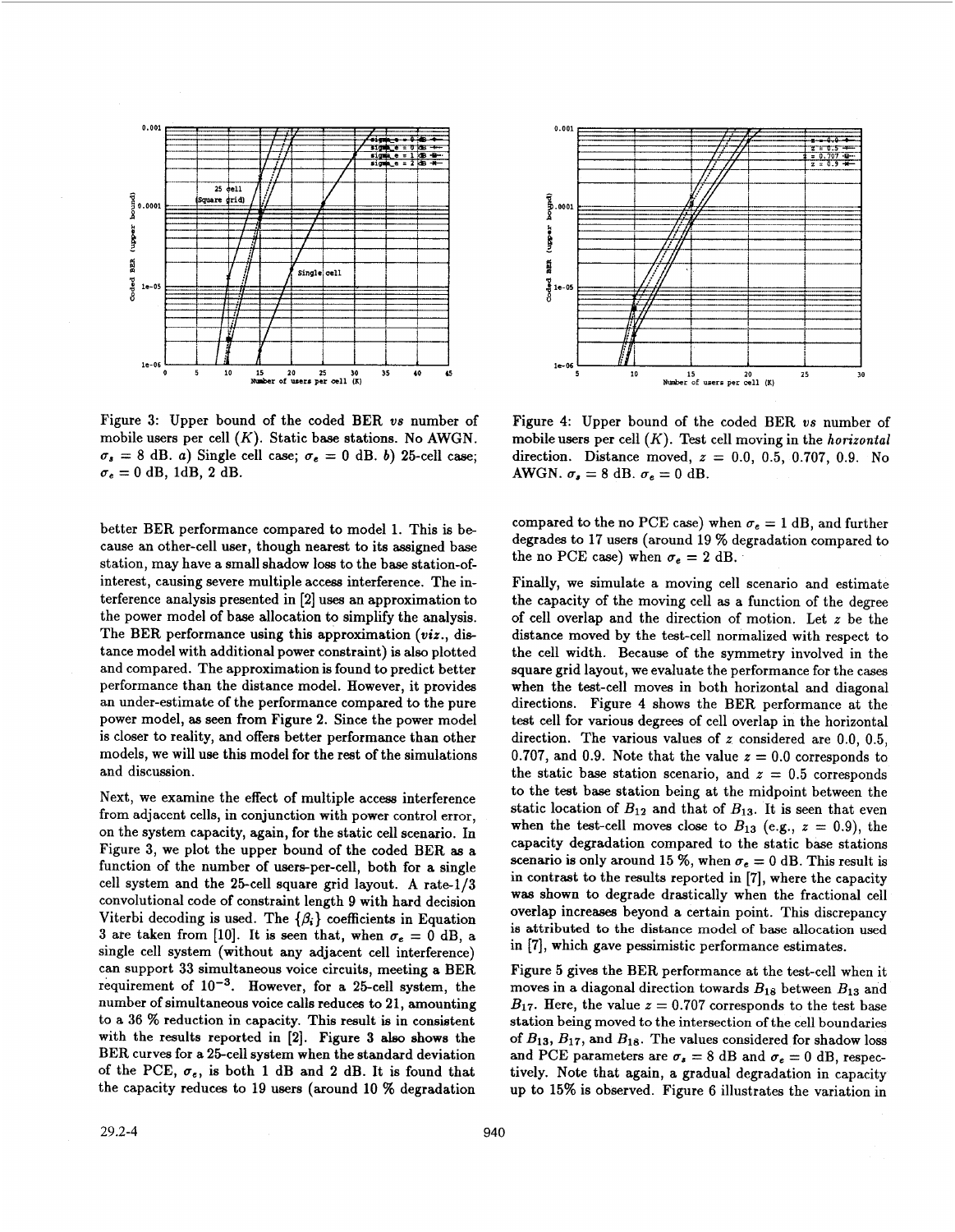Figure 3: Upper bound of the coded BER *vs* number of mobile users per cell ($K$). Static base stations. No AWGN. $\sigma_s = 8$ dB. *a*) Single cell case; $\sigma_e = 0$ dB. *b*) 25-cell case; $\sigma_e = 0$ dB, 1dB, 2 dB.

Figure 4: Upper bound of the coded BER *vs* number of mobile users per cell ($K$). Test cell moving in the *horizontal* direction. Distance moved, $z$ = 0.0, 0.5, 0.707, 0.9. No AWGN. $\sigma_s = 8$ dB. $\sigma_e = 0$ dB.

better BER performance compared to model 1. This is because an other-cell user, though nearest to its assigned base station, may have a small shadow loss to the base station-of-interest, causing severe multiple access interference. The interference analysis presented in [2] uses an approximation to the power model of base allocation to simplify the analysis. The BER performance using this approximation (*viz.*, distance model with additional power constraint) is also plotted and compared. The approximation is found to predict better performance than the distance model. However, it provides an under-estimate of the performance compared to the pure power model, as seen from Figure 2. Since the power model is closer to reality, and offers better performance than other models, we will use this model for the rest of the simulations and discussion.

Next, we examine the effect of multiple access interference from adjacent cells, in conjunction with power control error, on the system capacity, again, for the static cell scenario. In Figure 3, we plot the upper bound of the coded BER as a function of the number of users-per-cell, both for a single cell system and the 25-cell square grid layout. A rate-1/3 convolutional code of constraint length 9 with hard decision Viterbi decoding is used. The $\{\beta_i\}$ coefficients in Equation 3 are taken from [10]. It is seen that, when $\sigma_e = 0$ dB, a single cell system (without any adjacent cell interference) can support 33 simultaneous voice circuits, meeting a BER requirement of $10^{-3}$. However, for a 25-cell system, the number of simultaneous voice calls reduces to 21, amounting to a 36 % reduction in capacity. This result is in consistent with the results reported in [2]. Figure 3 also shows the BER curves for a 25-cell system when the standard deviation of the PCE, $\sigma_e$, is both 1 dB and 2 dB. It is found that the capacity reduces to 19 users (around 10 % degradation compared to the no PCE case) when $\sigma_e = 1$ dB, and further degrades to 17 users (around 19 % degradation compared to the no PCE case) when $\sigma_e = 2$ dB.

Finally, we simulate a moving cell scenario and estimate the capacity of the moving cell as a function of the degree of cell overlap and the direction of motion. Let $z$ be the distance moved by the test-cell normalized with respect to the cell width. Because of the symmetry involved in the square grid layout, we evaluate the performance for the cases when the test-cell moves in both horizontal and diagonal directions. Figure 4 shows the BER performance at the test cell for various degrees of cell overlap in the horizontal direction. The various values of $z$ considered are 0.0, 0.5, 0.707, and 0.9. Note that the value $z = 0.0$ corresponds to the static base station scenario, and $z = 0.5$ corresponds to the test base station being at the midpoint between the static location of $B_{12}$ and that of $B_{13}$. It is seen that even when the test-cell moves close to $B_{13}$ (e.g., $z = 0.9$), the capacity degradation compared to the static base stations scenario is only around 15 %, when $\sigma_e = 0$ dB. This result is in contrast to the results reported in [7], where the capacity was shown to degrade drastically when the fractional cell overlap increases beyond a certain point. This discrepancy is attributed to the distance model of base allocation used in [7], which gave pessimistic performance estimates.

Figure 5 gives the BER performance at the test-cell when it moves in a diagonal direction towards $B_{18}$ between $B_{13}$ and $B_{17}$. Here, the value $z = 0.707$ corresponds to the test base station being moved to the intersection of the cell boundaries of $B_{13}$, $B_{17}$, and $B_{18}$. The values considered for shadow loss and PCE parameters are $\sigma_s = 8$ dB and $\sigma_e = 0$ dB, respectively. Note that again, a gradual degradation in capacity up to 15% is observed. Figure 6 illustrates the variation in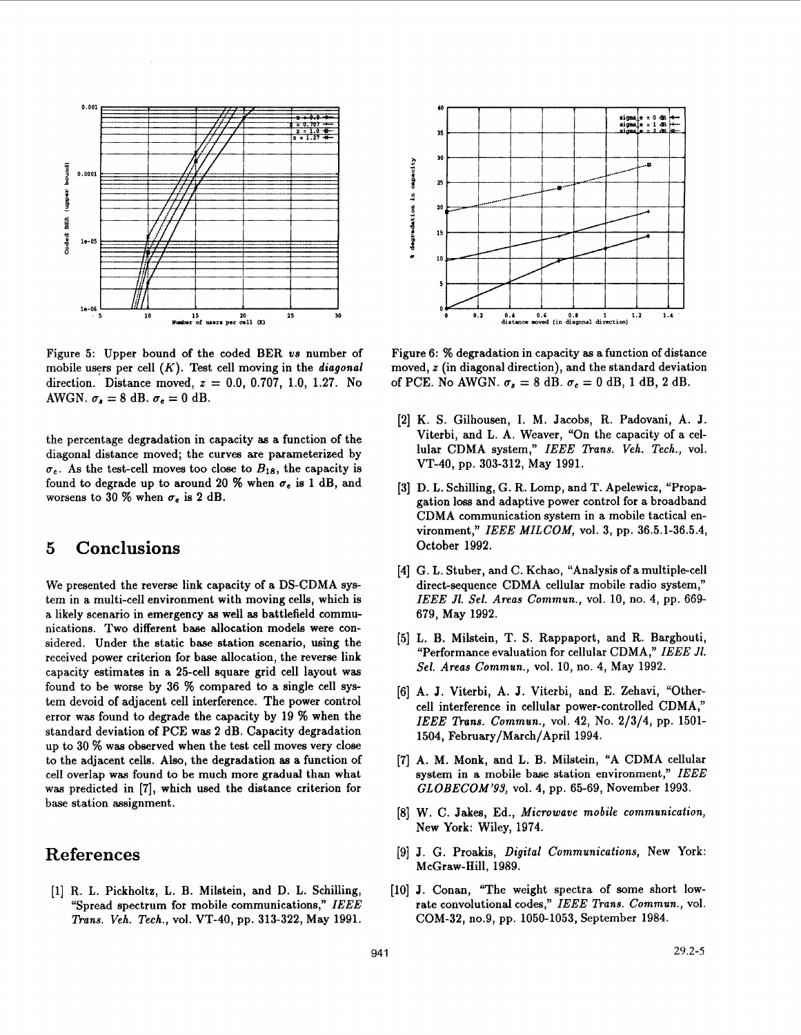0.001

0.0001

1e-05

1e-06

5 10 15 20 25 30

Number of users per cell (K)

Coded BER (upper bound)

z = 0.0
z = 0.707
z = 1.0
z = 1.27

Figure 5: Upper bound of the coded BER *vs* number of mobile users per cell ($K$). Test cell moving in the *diagonal* direction. Distance moved, $z$ = 0.0, 0.707, 1.0, 1.27. No AWGN. $\sigma_s$ = 8 dB. $\sigma_e$ = 0 dB.

40
35
30
25
20
15
10
5
0

0 0.2 0.4 0.6 0.8 1 1.2 1.4

distance moved (in diagonal direction)

% degradation in capacity

sigma_e = 0 dB
sigma_e = 1 dB
sigma_e = 2 dB

Figure 6: % degradation in capacity as a function of distance moved, $z$ (in diagonal direction), and the standard deviation of PCE. No AWGN. $\sigma_s$ = 8 dB. $\sigma_e$ = 0 dB, 1 dB, 2 dB.

the percentage degradation in capacity as a function of the diagonal distance moved; the curves are parameterized by $\sigma_e$. As the test-cell moves too close to $B_{18}$, the capacity is found to degrade up to around 20 % when $\sigma_e$ is 1 dB, and worsens to 30 % when $\sigma_e$ is 2 dB.

## 5 Conclusions

We presented the reverse link capacity of a DS-CDMA system in a multi-cell environment with moving cells, which is a likely scenario in emergency as well as battlefield communications. Two different base allocation models were considered. Under the static base station scenario, using the received power criterion for base allocation, the reverse link capacity estimates in a 25-cell square grid cell layout was found to be worse by 36 % compared to a single cell system devoid of adjacent cell interference. The power control error was found to degrade the capacity by 19 % when the standard deviation of PCE was 2 dB. Capacity degradation up to 30 % was observed when the test cell moves very close to the adjacent cells. Also, the degradation as a function of cell overlap was found to be much more gradual than what was predicted in [7], which used the distance criterion for base station assignment.

## References

[1] R. L. Pickholtz, L. B. Milstein, and D. L. Schilling, "Spread spectrum for mobile communications," *IEEE Trans. Veh. Tech.*, vol. VT-40, pp. 313-322, May 1991.

[2] K. S. Gilhousen, I. M. Jacobs, R. Padovani, A. J. Viterbi, and L. A. Weaver, "On the capacity of a cellular CDMA system," *IEEE Trans. Veh. Tech.*, vol. VT-40, pp. 303-312, May 1991.

[3] D. L. Schilling, G. R. Lomp, and T. Apelewicz, "Propagation loss and adaptive power control for a broadband CDMA communication system in a mobile tactical environment," *IEEE MILCOM*, vol. 3, pp. 36.5.1-36.5.4, October 1992.

[4] G. L. Stuber, and C. Kchao, "Analysis of a multiple-cell direct-sequence CDMA cellular mobile radio system," *IEEE Jl. Sel. Areas Commun.*, vol. 10, no. 4, pp. 669-679, May 1992.

[5] L. B. Milstein, T. S. Rappaport, and R. Barghouti, "Performance evaluation for cellular CDMA," *IEEE Jl. Sel. Areas Commun.*, vol. 10, no. 4, May 1992.

[6] A. J. Viterbi, A. J. Viterbi, and E. Zehavi, "Other-cell interference in cellular power-controlled CDMA," *IEEE Trans. Commun.*, vol. 42, No. 2/3/4, pp. 1501-1504, February/March/April 1994.

[7] A. M. Monk, and L. B. Milstein, "A CDMA cellular system in a mobile base station environment," *IEEE GLOBECOM'93*, vol. 4, pp. 65-69, November 1993.

[8] W. C. Jakes, Ed., *Microwave mobile communication*, New York: Wiley, 1974.

[9] J. G. Proakis, *Digital Communications*, New York: McGraw-Hill, 1989.

[10] J. Conan, "The weight spectra of some short low-rate convolutional codes," *IEEE Trans. Commun.*, vol. COM-32, no.9, pp. 1050-1053, September 1984.